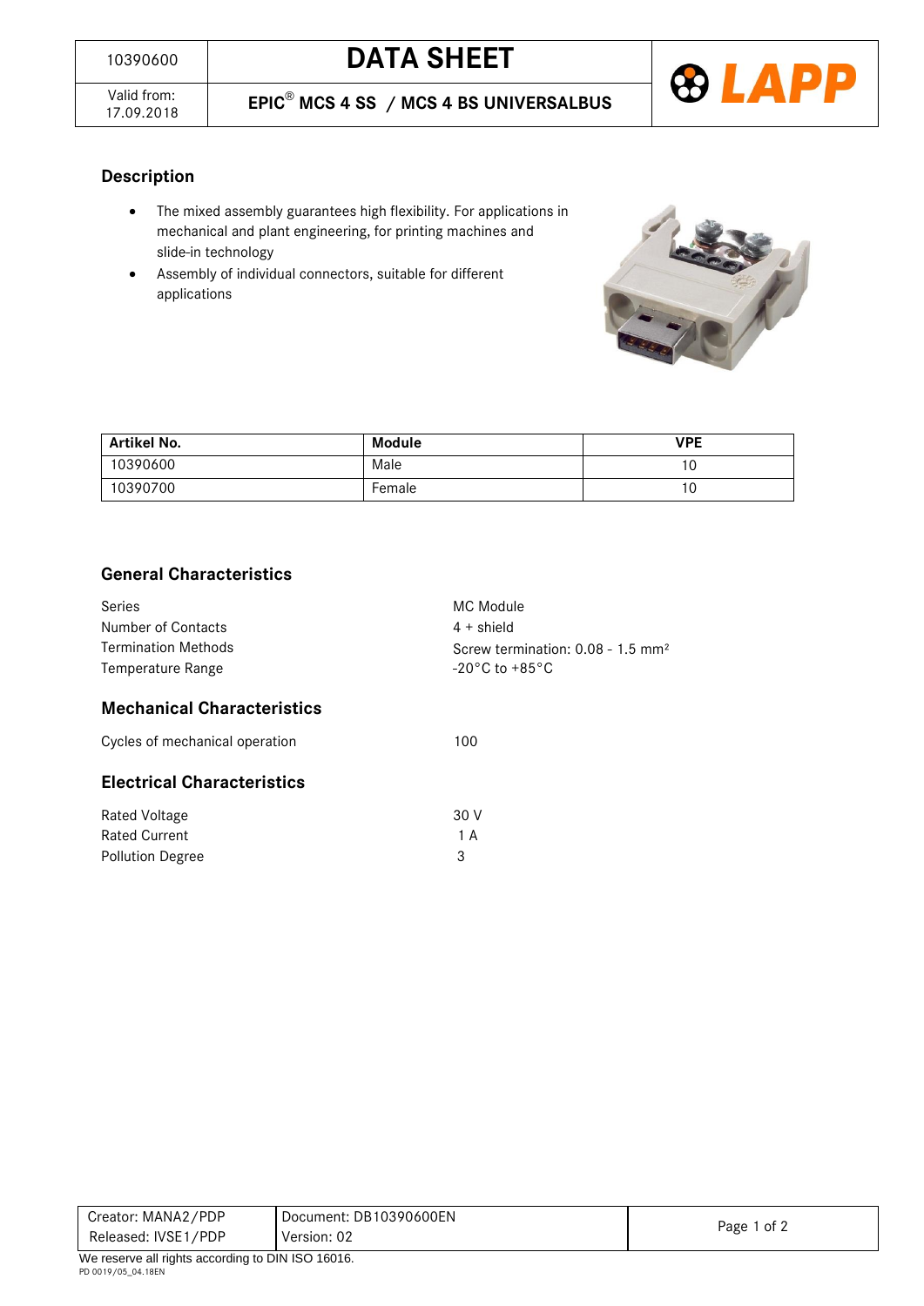# DATA SHEET

10390600

Valid from: 17.09.2018

**EPIC® MCS 4 SS / MCS 4 BS UNIVERSALBUS**

## Description

- The mixed assembly guarantees high flexibility. For applications in mechanical and plant engineering, for printing machines and slide-in technology
- Assembly of individual connectors, suitable for different applications

| Artikel No. | Module | VPE |
|---|---|---|
| 10390600 | Male | 10 |
| 10390700 | Female | 10 |

## General Characteristics

| | |
|---|---|
| Series | MC Module |
| Number of Contacts | 4 + shield |
| Termination Methods | Screw termination: 0.08 - 1.5 mm² |
| Temperature Range | -20°C to +85°C |

## Mechanical Characteristics

| | |
|---|---|
| Cycles of mechanical operation | 100 |

## Electrical Characteristics

| | |
|---|---|
| Rated Voltage | 30 V |
| Rated Current | 1 A |
| Pollution Degree | 3 |

| | |
|---|---|
| Creator: MANA2/PDP | Document: DB10390600EN |
| Released: IVSE1/PDP | Version: 02 |

We reserve all rights according to DIN ISO 16016.

PD 0019/05_04.18EN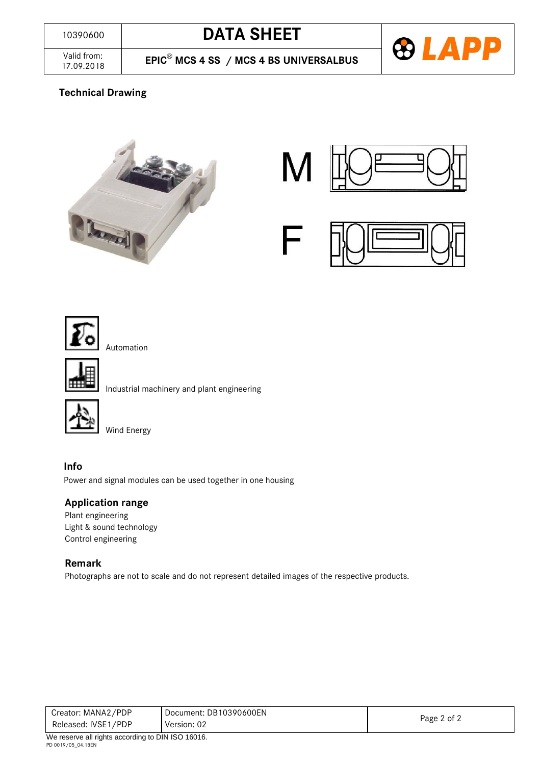## Technical Drawing

M

F

Automation

Industrial machinery and plant engineering

Wind Energy

## Info

Power and signal modules can be used together in one housing

## Application range

Plant engineering
Light & sound technology
Control engineering

## Remark

Photographs are not to scale and do not represent detailed images of the respective products.